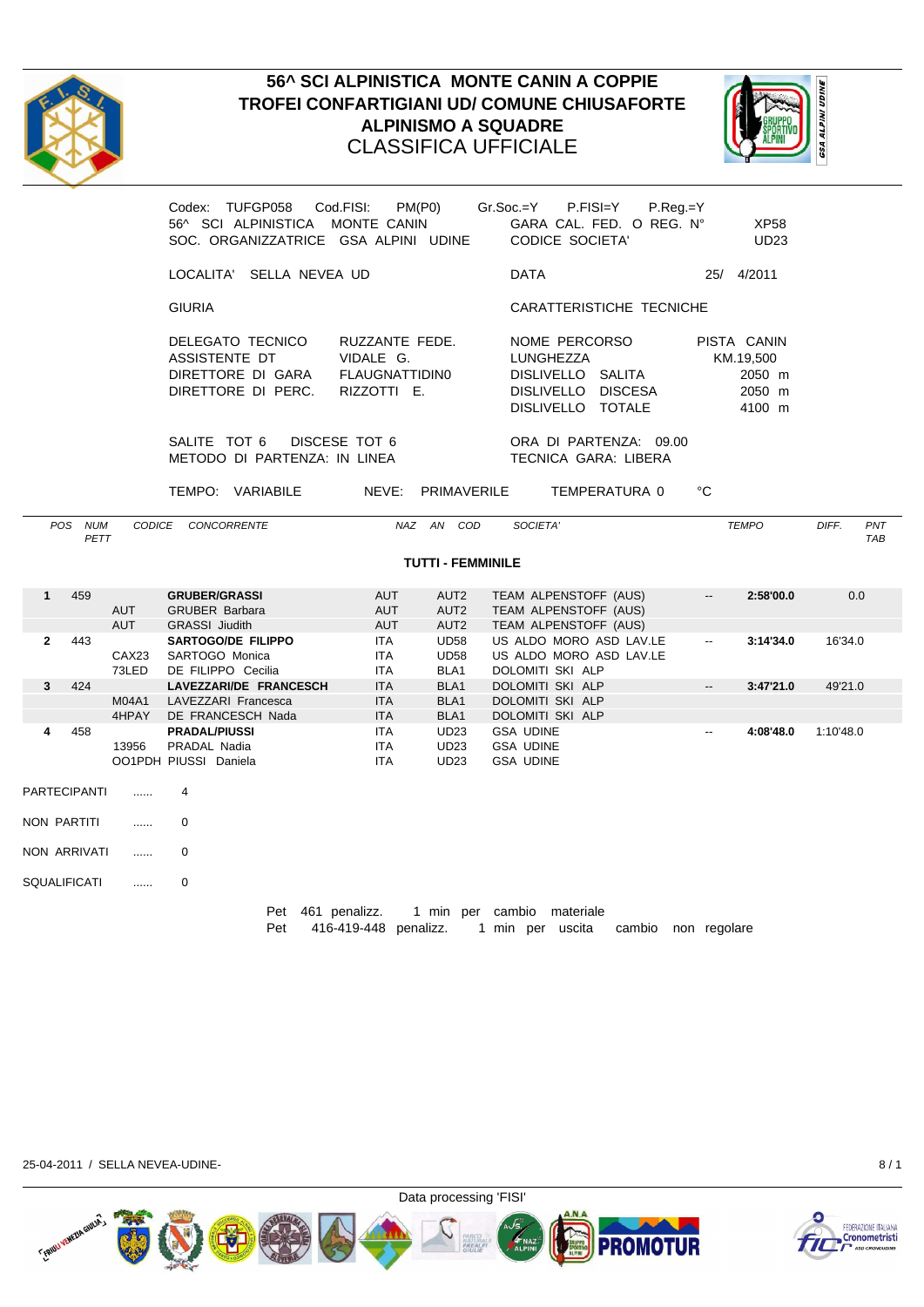# 56^ SCI ALPINISTICA MONTE CANIN A COPPIE
## TROFEI CONFARTIGIANI UD/ COMUNE CHIUSAFORTE
## ALPINISMO A SQUADRE
## CLASSIFICA UFFICIALE

Codex: TUFGP058 Cod.FISI: PM(P0) Gr.Soc.=Y P.FISI=Y P.Reg.=Y

56^ SCI ALPINISTICA MONTE CANIN — GARA CAL. FED. O REG. N° XP58

SOC. ORGANIZZATRICE GSA ALPINI UDINE — CODICE SOCIETA' UD23

LOCALITA' SELLA NEVEA UD — DATA 25/ 4/2011

| GIURIA | | CARATTERISTICHE TECNICHE | |
|---|---|---|---|
| DELEGATO TECNICO | RUZZANTE FEDE. | NOME PERCORSO | PISTA CANIN |
| ASSISTENTE DT | VIDALE G. | LUNGHEZZA | KM.19,500 |
| DIRETTORE DI GARA | FLAUGNATTIDIN0 | DISLIVELLO SALITA | 2050 m |
| DIRETTORE DI PERC. | RIZZOTTI E. | DISLIVELLO DISCESA | 2050 m |
| | | DISLIVELLO TOTALE | 4100 m |

SALITE TOT 6 DISCESE TOT 6 — ORA DI PARTENZA: 09.00

METODO DI PARTENZA: IN LINEA — TECNICA GARA: LIBERA

TEMPO: VARIABILE NEVE: PRIMAVERILE TEMPERATURA 0 °C

### TUTTI - FEMMINILE

| POS | NUM PETT | CODICE | CONCORRENTE | NAZ | AN | COD | SOCIETA' | | TEMPO | DIFF. | PNT TAB |
|---|---|---|---|---|---|---|---|---|---|---|---|
| 1 | 459 | | **GRUBER/GRASSI** | AUT | | AUT2 | TEAM ALPENSTOFF (AUS) | -- | **2:58'00.0** | 0.0 | |
| | | AUT | GRUBER Barbara | AUT | | AUT2 | TEAM ALPENSTOFF (AUS) | | | | |
| | | AUT | GRASSI Jiudith | AUT | | AUT2 | TEAM ALPENSTOFF (AUS) | | | | |
| 2 | 443 | | **SARTOGO/DE FILIPPO** | ITA | | UD58 | US ALDO MORO ASD LAV.LE | -- | **3:14'34.0** | 16'34.0 | |
| | | CAX23 | SARTOGO Monica | ITA | | UD58 | US ALDO MORO ASD LAV.LE | | | | |
| | | 73LED | DE FILIPPO Cecilia | ITA | | BLA1 | DOLOMITI SKI ALP | | | | |
| 3 | 424 | | **LAVEZZARI/DE FRANCESCH** | ITA | | BLA1 | DOLOMITI SKI ALP | -- | **3:47'21.0** | 49'21.0 | |
| | | M04A1 | LAVEZZARI Francesca | ITA | | BLA1 | DOLOMITI SKI ALP | | | | |
| | | 4HPAY | DE FRANCESCH Nada | ITA | | BLA1 | DOLOMITI SKI ALP | | | | |
| 4 | 458 | | **PRADAL/PIUSSI** | ITA | | UD23 | GSA UDINE | -- | **4:08'48.0** | 1:10'48.0 | |
| | | 13956 | PRADAL Nadia | ITA | | UD23 | GSA UDINE | | | | |
| | | OO1PDH | PIUSSI Daniela | ITA | | UD23 | GSA UDINE | | | | |

PARTECIPANTI ...... 4

NON PARTITI ...... 0

NON ARRIVATI ...... 0

SQUALIFICATI ...... 0

Pet 461 penalizz. 1 min per cambio materiale

Pet 416-419-448 penalizz. 1 min per uscita cambio non regolare

25-04-2011 / SELLA NEVEA-UDINE-

Data processing 'FISI'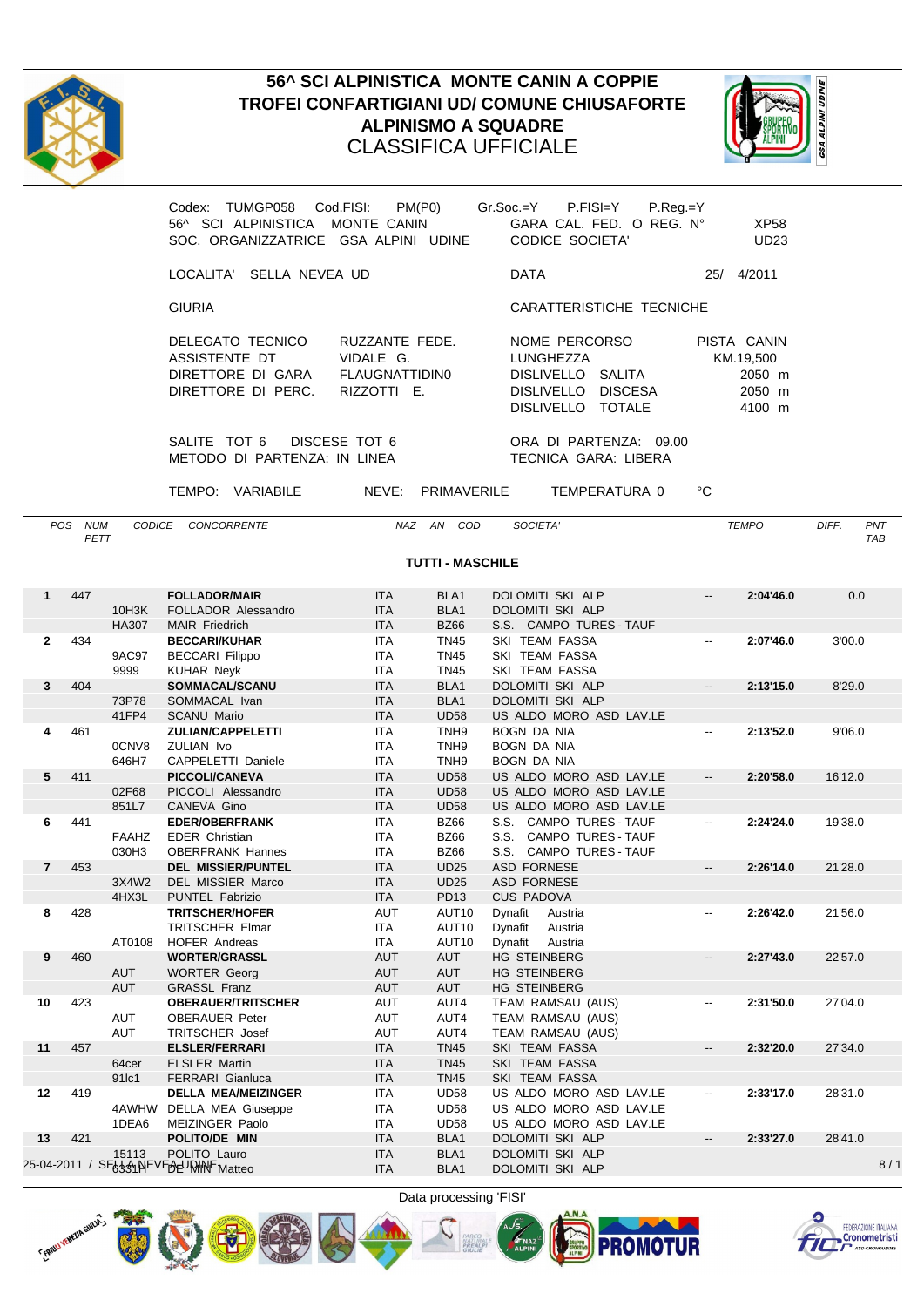# 56^ SCI ALPINISTICA MONTE CANIN A COPPIE
## TROFEI CONFARTIGIANI UD/ COMUNE CHIUSAFORTE
## ALPINISMO A SQUADRE
## CLASSIFICA UFFICIALE

Codex: TUMGP058 Cod.FISI: PM(P0) Gr.Soc.=Y P.FISI=Y P.Reg.=Y
56^ SCI ALPINISTICA MONTE CANIN
SOC. ORGANIZZATRICE GSA ALPINI UDINE

GARA CAL. FED. O REG. N° XP58
CODICE SOCIETA' UD23

LOCALITA' SELLA NEVEA UD

DATA 25/ 4/2011

GIURIA

CARATTERISTICHE TECNICHE

DELEGATO TECNICO RUZZANTE FEDE.
ASSISTENTE DT VIDALE G.
DIRETTORE DI GARA FLAUGNATTIDIN0
DIRETTORE DI PERC. RIZZOTTI E.

NOME PERCORSO PISTA CANIN
LUNGHEZZA KM.19,500
DISLIVELLO SALITA 2050 m
DISLIVELLO DISCESA 2050 m
DISLIVELLO TOTALE 4100 m

SALITE TOT 6 DISCESE TOT 6
METODO DI PARTENZA: IN LINEA

ORA DI PARTENZA: 09.00
TECNICA GARA: LIBERA

TEMPO: VARIABILE NEVE: PRIMAVERILE TEMPERATURA 0 °C

### TUTTI - MASCHILE

| POS | NUM PETT | CODICE | CONCORRENTE | NAZ | AN COD | SOCIETA' | | TEMPO | DIFF. | PNT TAB |
|---|---|---|---|---|---|---|---|---|---|---|
| 1 | 447 | | **FOLLADOR/MAIR** | ITA | BLA1 | DOLOMITI SKI ALP | -- | **2:04'46.0** | 0.0 | |
| | | 10H3K | FOLLADOR Alessandro | ITA | BLA1 | DOLOMITI SKI ALP | | | | |
| | | HA307 | MAIR Friedrich | ITA | BZ66 | S.S. CAMPO TURES - TAUF | | | | |
| 2 | 434 | | **BECCARI/KUHAR** | ITA | TN45 | SKI TEAM FASSA | -- | **2:07'46.0** | 3'00.0 | |
| | | 9AC97 | BECCARI Filippo | ITA | TN45 | SKI TEAM FASSA | | | | |
| | | 9999 | KUHAR Neyk | ITA | TN45 | SKI TEAM FASSA | | | | |
| 3 | 404 | | **SOMMACAL/SCANU** | ITA | BLA1 | DOLOMITI SKI ALP | -- | **2:13'15.0** | 8'29.0 | |
| | | 73P78 | SOMMACAL Ivan | ITA | BLA1 | DOLOMITI SKI ALP | | | | |
| | | 41FP4 | SCANU Mario | ITA | UD58 | US ALDO MORO ASD LAV.LE | | | | |
| 4 | 461 | | **ZULIAN/CAPPELETTI** | ITA | TNH9 | BOGN DA NIA | -- | **2:13'52.0** | 9'06.0 | |
| | | 0CNV8 | ZULIAN Ivo | ITA | TNH9 | BOGN DA NIA | | | | |
| | | 646H7 | CAPPELETTI Daniele | ITA | TNH9 | BOGN DA NIA | | | | |
| 5 | 411 | | **PICCOLI/CANEVA** | ITA | UD58 | US ALDO MORO ASD LAV.LE | -- | **2:20'58.0** | 16'12.0 | |
| | | 02F68 | PICCOLI Alessandro | ITA | UD58 | US ALDO MORO ASD LAV.LE | | | | |
| | | 851L7 | CANEVA Gino | ITA | UD58 | US ALDO MORO ASD LAV.LE | | | | |
| 6 | 441 | | **EDER/OBERFRANK** | ITA | BZ66 | S.S. CAMPO TURES - TAUF | -- | **2:24'24.0** | 19'38.0 | |
| | | FAAHZ | EDER Christian | ITA | BZ66 | S.S. CAMPO TURES - TAUF | | | | |
| | | 030H3 | OBERFRANK Hannes | ITA | BZ66 | S.S. CAMPO TURES - TAUF | | | | |
| 7 | 453 | | **DEL MISSIER/PUNTEL** | ITA | UD25 | ASD FORNESE | -- | **2:26'14.0** | 21'28.0 | |
| | | 3X4W2 | DEL MISSIER Marco | ITA | UD25 | ASD FORNESE | | | | |
| | | 4HX3L | PUNTEL Fabrizio | ITA | PD13 | CUS PADOVA | | | | |
| 8 | 428 | | **TRITSCHER/HOFER** | AUT | AUT10 | Dynafit Austria | -- | **2:26'42.0** | 21'56.0 | |
| | | | TRITSCHER Elmar | ITA | AUT10 | Dynafit Austria | | | | |
| | | AT0108 | HOFER Andreas | ITA | AUT10 | Dynafit Austria | | | | |
| 9 | 460 | | **WORTER/GRASSL** | AUT | AUT | HG STEINBERG | -- | **2:27'43.0** | 22'57.0 | |
| | | AUT | WORTER Georg | AUT | AUT | HG STEINBERG | | | | |
| | | AUT | GRASSL Franz | AUT | AUT | HG STEINBERG | | | | |
| 10 | 423 | | **OBERAUER/TRITSCHER** | AUT | AUT4 | TEAM RAMSAU (AUS) | -- | **2:31'50.0** | 27'04.0 | |
| | | AUT | OBERAUER Peter | AUT | AUT4 | TEAM RAMSAU (AUS) | | | | |
| | | AUT | TRITSCHER Josef | AUT | AUT4 | TEAM RAMSAU (AUS) | | | | |
| 11 | 457 | | **ELSLER/FERRARI** | ITA | TN45 | SKI TEAM FASSA | -- | **2:32'20.0** | 27'34.0 | |
| | | 64cer | ELSLER Martin | ITA | TN45 | SKI TEAM FASSA | | | | |
| | | 91lc1 | FERRARI Gianluca | ITA | TN45 | SKI TEAM FASSA | | | | |
| 12 | 419 | | **DELLA MEA/MEIZINGER** | ITA | UD58 | US ALDO MORO ASD LAV.LE | -- | **2:33'17.0** | 28'31.0 | |
| | | 4AWHW | DELLA MEA Giuseppe | ITA | UD58 | US ALDO MORO ASD LAV.LE | | | | |
| | | 1DEA6 | MEIZINGER Paolo | ITA | UD58 | US ALDO MORO ASD LAV.LE | | | | |
| 13 | 421 | | **POLITO/DE MIN** | ITA | BLA1 | DOLOMITI SKI ALP | -- | **2:33'27.0** | 28'41.0 | |
| | | 15113 | POLITO Lauro | ITA | BLA1 | DOLOMITI SKI ALP | | | | |
| | | 6331H | DE MIN Matteo | ITA | BLA1 | DOLOMITI SKI ALP | | | | |

25-04-2011 / SELLA NEVEA UDINE

Data processing 'FISI'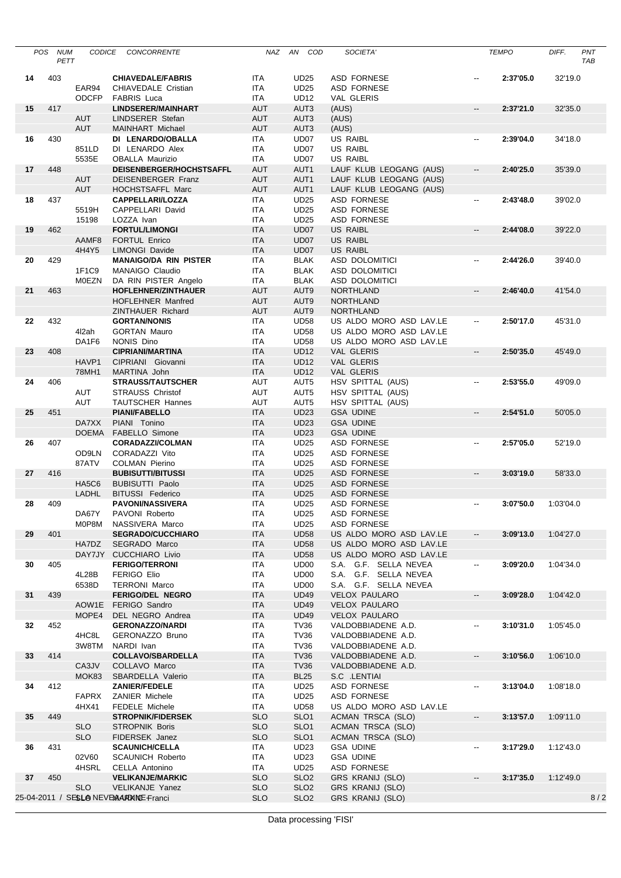| POS | NUM PETT | CODICE | CONCORRENTE | NAZ | AN | COD | SOCIETA' | | TEMPO | DIFF. | PNT TAB |
|---|---|---|---|---|---|---|---|---|---|---|---|
| 14 | 403 | | **CHIAVEDALE/FABRIS** | ITA | | UD25 | ASD FORNESE | -- | **2:37'05.0** | 32'19.0 | |
| | | EAR94 | CHIAVEDALE Cristian | ITA | | UD25 | ASD FORNESE | | | | |
| | | ODCFP | FABRIS Luca | ITA | | UD12 | VAL GLERIS | | | | |
| 15 | 417 | | **LINDSERER/MAINHART** | AUT | | AUT3 | (AUS) | -- | **2:37'21.0** | 32'35.0 | |
| | | AUT | LINDSERER Stefan | AUT | | AUT3 | (AUS) | | | | |
| | | AUT | MAINHART Michael | AUT | | AUT3 | (AUS) | | | | |
| 16 | 430 | | **DI LENARDO/OBALLA** | ITA | | UD07 | US RAIBL | -- | **2:39'04.0** | 34'18.0 | |
| | | 851LD | DI LENARDO Alex | ITA | | UD07 | US RAIBL | | | | |
| | | 5535E | OBALLA Maurizio | ITA | | UD07 | US RAIBL | | | | |
| 17 | 448 | | **DEISENBERGER/HOCHSTSAFFL** | AUT | | AUT1 | LAUF KLUB LEOGANG (AUS) | -- | **2:40'25.0** | 35'39.0 | |
| | | AUT | DEISENBERGER Franz | AUT | | AUT1 | LAUF KLUB LEOGANG (AUS) | | | | |
| | | AUT | HOCHSTSAFFL Marc | AUT | | AUT1 | LAUF KLUB LEOGANG (AUS) | | | | |
| 18 | 437 | | **CAPPELLARI/LOZZA** | ITA | | UD25 | ASD FORNESE | -- | **2:43'48.0** | 39'02.0 | |
| | | 5519H | CAPPELLARI David | ITA | | UD25 | ASD FORNESE | | | | |
| | | 15198 | LOZZA Ivan | ITA | | UD25 | ASD FORNESE | | | | |
| 19 | 462 | | **FORTUL/LIMONGI** | ITA | | UD07 | US RAIBL | -- | **2:44'08.0** | 39'22.0 | |
| | | AAMF8 | FORTUL Enrico | ITA | | UD07 | US RAIBL | | | | |
| | | 4H4Y5 | LIMONGI Davide | ITA | | UD07 | US RAIBL | | | | |
| 20 | 429 | | **MANAIGO/DA RIN PISTER** | ITA | | BLAK | ASD DOLOMITICI | -- | **2:44'26.0** | 39'40.0 | |
| | | 1F1C9 | MANAIGO Claudio | ITA | | BLAK | ASD DOLOMITICI | | | | |
| | | M0EZN | DA RIN PISTER Angelo | ITA | | BLAK | ASD DOLOMITICI | | | | |
| 21 | 463 | | **HOFLEHNER/ZINTHAUER** | AUT | | AUT9 | NORTHLAND | -- | **2:46'40.0** | 41'54.0 | |
| | | | HOFLEHNER Manfred | AUT | | AUT9 | NORTHLAND | | | | |
| | | | ZINTHAUER Richard | AUT | | AUT9 | NORTHLAND | | | | |
| 22 | 432 | | **GORTAN/NONIS** | ITA | | UD58 | US ALDO MORO ASD LAV.LE | -- | **2:50'17.0** | 45'31.0 | |
| | | 4l2ah | GORTAN Mauro | ITA | | UD58 | US ALDO MORO ASD LAV.LE | | | | |
| | | DA1F6 | NONIS Dino | ITA | | UD58 | US ALDO MORO ASD LAV.LE | | | | |
| 23 | 408 | | **CIPRIANI/MARTINA** | ITA | | UD12 | VAL GLERIS | -- | **2:50'35.0** | 45'49.0 | |
| | | HAVP1 | CIPRIANI Giovanni | ITA | | UD12 | VAL GLERIS | | | | |
| | | 78MH1 | MARTINA John | ITA | | UD12 | VAL GLERIS | | | | |
| 24 | 406 | | **STRAUSS/TAUTSCHER** | AUT | | AUT5 | HSV SPITTAL (AUS) | -- | **2:53'55.0** | 49'09.0 | |
| | | AUT | STRAUSS Christof | AUT | | AUT5 | HSV SPITTAL (AUS) | | | | |
| | | AUT | TAUTSCHER Hannes | AUT | | AUT5 | HSV SPITTAL (AUS) | | | | |
| 25 | 451 | | **PIANI/FABELLO** | ITA | | UD23 | GSA UDINE | -- | **2:54'51.0** | 50'05.0 | |
| | | DA7XX | PIANI Tonino | ITA | | UD23 | GSA UDINE | | | | |
| | | DOEMA | FABELLO Simone | ITA | | UD23 | GSA UDINE | | | | |
| 26 | 407 | | **CORADAZZI/COLMAN** | ITA | | UD25 | ASD FORNESE | -- | **2:57'05.0** | 52'19.0 | |
| | | OD9LN | CORADAZZI Vito | ITA | | UD25 | ASD FORNESE | | | | |
| | | 87ATV | COLMAN Pierino | ITA | | UD25 | ASD FORNESE | | | | |
| 27 | 416 | | **BUBISUTTI/BITUSSI** | ITA | | UD25 | ASD FORNESE | -- | **3:03'19.0** | 58'33.0 | |
| | | HA5C6 | BUBISUTTI Paolo | ITA | | UD25 | ASD FORNESE | | | | |
| | | LADHL | BITUSSI Federico | ITA | | UD25 | ASD FORNESE | | | | |
| 28 | 409 | | **PAVONI/NASSIVERA** | ITA | | UD25 | ASD FORNESE | -- | **3:07'50.0** | 1:03'04.0 | |
| | | DA67Y | PAVONI Roberto | ITA | | UD25 | ASD FORNESE | | | | |
| | | M0P8M | NASSIVERA Marco | ITA | | UD25 | ASD FORNESE | | | | |
| 29 | 401 | | **SEGRADO/CUCCHIARO** | ITA | | UD58 | US ALDO MORO ASD LAV.LE | -- | **3:09'13.0** | 1:04'27.0 | |
| | | HA7DZ | SEGRADO Marco | ITA | | UD58 | US ALDO MORO ASD LAV.LE | | | | |
| | | DAY7JY | CUCCHIARO Livio | ITA | | UD58 | US ALDO MORO ASD LAV.LE | | | | |
| 30 | 405 | | **FERIGO/TERRONI** | ITA | | UD00 | S.A. G.F. SELLA NEVEA | -- | **3:09'20.0** | 1:04'34.0 | |
| | | 4L28B | FERIGO Elio | ITA | | UD00 | S.A. G.F. SELLA NEVEA | | | | |
| | | 6538D | TERRONI Marco | ITA | | UD00 | S.A. G.F. SELLA NEVEA | | | | |
| 31 | 439 | | **FERIGO/DEL NEGRO** | ITA | | UD49 | VELOX PAULARO | -- | **3:09'28.0** | 1:04'42.0 | |
| | | AOW1E | FERIGO Sandro | ITA | | UD49 | VELOX PAULARO | | | | |
| | | MOPE4 | DEL NEGRO Andrea | ITA | | UD49 | VELOX PAULARO | | | | |
| 32 | 452 | | **GERONAZZO/NARDI** | ITA | | TV36 | VALDOBBIADENE A.D. | -- | **3:10'31.0** | 1:05'45.0 | |
| | | 4HC8L | GERONAZZO Bruno | ITA | | TV36 | VALDOBBIADENE A.D. | | | | |
| | | 3W8TM | NARDI Ivan | ITA | | TV36 | VALDOBBIADENE A.D. | | | | |
| 33 | 414 | | **COLLAVO/SBARDELLA** | ITA | | TV36 | VALDOBBIADENE A.D. | -- | **3:10'56.0** | 1:06'10.0 | |
| | | CA3JV | COLLAVO Marco | ITA | | TV36 | VALDOBBIADENE A.D. | | | | |
| | | MOK83 | SBARDELLA Valerio | ITA | | BL25 | S.C .LENTIAI | | | | |
| 34 | 412 | | **ZANIER/FEDELE** | ITA | | UD25 | ASD FORNESE | -- | **3:13'04.0** | 1:08'18.0 | |
| | | FAPRX | ZANIER Michele | ITA | | UD25 | ASD FORNESE | | | | |
| | | 4HX41 | FEDELE Michele | ITA | | UD58 | US ALDO MORO ASD LAV.LE | | | | |
| 35 | 449 | | **STROPNIK/FIDERSEK** | SLO | | SLO1 | ACMAN TRSCA (SLO) | -- | **3:13'57.0** | 1:09'11.0 | |
| | | SLO | STROPNIK Boris | SLO | | SLO1 | ACMAN TRSCA (SLO) | | | | |
| | | SLO | FIDERSEK Janez | SLO | | SLO1 | ACMAN TRSCA (SLO) | | | | |
| 36 | 431 | | **SCAUNICH/CELLA** | ITA | | UD23 | GSA UDINE | -- | **3:17'29.0** | 1:12'43.0 | |
| | | 02V60 | SCAUNICH Roberto | ITA | | UD23 | GSA UDINE | | | | |
| | | 4HSRL | CELLA Antonino | ITA | | UD25 | ASD FORNESE | | | | |
| 37 | 450 | | **VELIKANJE/MARKIC** | SLO | | SLO2 | GRS KRANIJ (SLO) | -- | **3:17'35.0** | 1:12'49.0 | |
| | | SLO | VELIKANJE Yanez | SLO | | SLO2 | GRS KRANIJ (SLO) | | | | |
| | | SLO | MARKIC Franci | SLO | | SLO2 | GRS KRANIJ (SLO) | | | | |

Data processing 'FISI'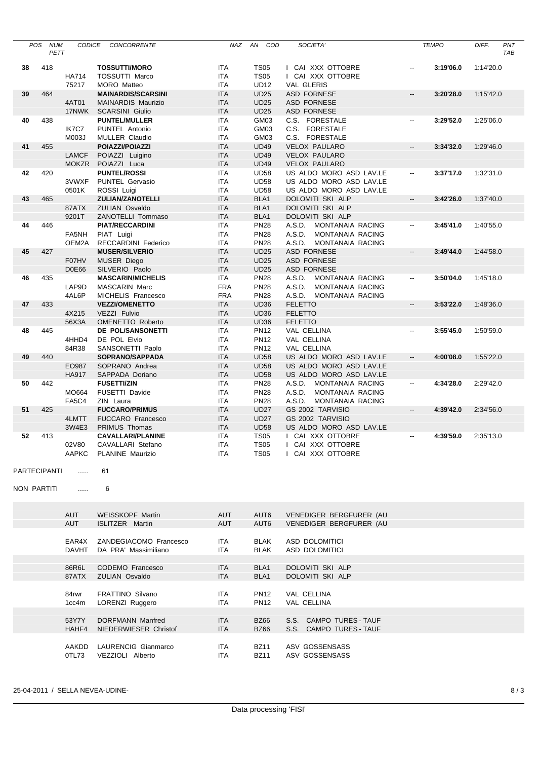| POS | NUM PETT | CODICE | CONCORRENTE | NAZ | AN | COD | SOCIETA' | | TEMPO | DIFF. | PNT TAB |
|---|---|---|---|---|---|---|---|---|---|---|---|
| **38** | 418 | | **TOSSUTTI/MORO** | ITA | | TS05 | I CAI XXX OTTOBRE | -- | **3:19'06.0** | 1:14'20.0 | |
| | | HA714 | TOSSUTTI Marco | ITA | | TS05 | I CAI XXX OTTOBRE | | | | |
| | | 75217 | MORO Matteo | ITA | | UD12 | VAL GLERIS | | | | |
| **39** | 464 | | **MAINARDIS/SCARSINI** | ITA | | UD25 | ASD FORNESE | -- | **3:20'28.0** | 1:15'42.0 | |
| | | 4AT01 | MAINARDIS Maurizio | ITA | | UD25 | ASD FORNESE | | | | |
| | | 17NWK | SCARSINI Giulio | ITA | | UD25 | ASD FORNESE | | | | |
| **40** | 438 | | **PUNTEL/MULLER** | ITA | | GM03 | C.S. FORESTALE | -- | **3:29'52.0** | 1:25'06.0 | |
| | | IK7C7 | PUNTEL Antonio | ITA | | GM03 | C.S. FORESTALE | | | | |
| | | M003J | MULLER Claudio | ITA | | GM03 | C.S. FORESTALE | | | | |
| **41** | 455 | | **POIAZZI/POIAZZI** | ITA | | UD49 | VELOX PAULARO | -- | **3:34'32.0** | 1:29'46.0 | |
| | | LAMCF | POIAZZI Luigino | ITA | | UD49 | VELOX PAULARO | | | | |
| | | MOKZR | POIAZZI Luca | ITA | | UD49 | VELOX PAULARO | | | | |
| **42** | 420 | | **PUNTEL/ROSSI** | ITA | | UD58 | US ALDO MORO ASD LAV.LE | -- | **3:37'17.0** | 1:32'31.0 | |
| | | 3VWXF | PUNTEL Gervasio | ITA | | UD58 | US ALDO MORO ASD LAV.LE | | | | |
| | | 0501K | ROSSI Luigi | ITA | | UD58 | US ALDO MORO ASD LAV.LE | | | | |
| **43** | 465 | | **ZULIAN/ZANOTELLI** | ITA | | BLA1 | DOLOMITI SKI ALP | -- | **3:42'26.0** | 1:37'40.0 | |
| | | 87ATX | ZULIAN Osvaldo | ITA | | BLA1 | DOLOMITI SKI ALP | | | | |
| | | 9201T | ZANOTELLI Tommaso | ITA | | BLA1 | DOLOMITI SKI ALP | | | | |
| **44** | 446 | | **PIAT/RECCARDINI** | ITA | | PN28 | A.S.D. MONTANAIA RACING | -- | **3:45'41.0** | 1:40'55.0 | |
| | | FA5NH | PIAT Luigi | ITA | | PN28 | A.S.D. MONTANAIA RACING | | | | |
| | | OEM2A | RECCARDINI Federico | ITA | | PN28 | A.S.D. MONTANAIA RACING | | | | |
| **45** | 427 | | **MUSER/SILVERIO** | ITA | | UD25 | ASD FORNESE | -- | **3:49'44.0** | 1:44'58.0 | |
| | | F07HV | MUSER Diego | ITA | | UD25 | ASD FORNESE | | | | |
| | | D0E66 | SILVERIO Paolo | ITA | | UD25 | ASD FORNESE | | | | |
| **46** | 435 | | **MASCARIN/MICHELIS** | ITA | | PN28 | A.S.D. MONTANAIA RACING | -- | **3:50'04.0** | 1:45'18.0 | |
| | | LAP9D | MASCARIN Marc | FRA | | PN28 | A.S.D. MONTANAIA RACING | | | | |
| | | 4AL6P | MICHELIS Francesco | FRA | | PN28 | A.S.D. MONTANAIA RACING | | | | |
| **47** | 433 | | **VEZZI/OMENETTO** | ITA | | UD36 | FELETTO | -- | **3:53'22.0** | 1:48'36.0 | |
| | | 4X215 | VEZZI Fulvio | ITA | | UD36 | FELETTO | | | | |
| | | 56X3A | OMENETTO Roberto | ITA | | UD36 | FELETTO | | | | |
| **48** | 445 | | **DE POL/SANSONETTI** | ITA | | PN12 | VAL CELLINA | -- | **3:55'45.0** | 1:50'59.0 | |
| | | 4HHD4 | DE POL Elvio | ITA | | PN12 | VAL CELLINA | | | | |
| | | 84R38 | SANSONETTI Paolo | ITA | | PN12 | VAL CELLINA | | | | |
| **49** | 440 | | **SOPRANO/SAPPADA** | ITA | | UD58 | US ALDO MORO ASD LAV.LE | -- | **4:00'08.0** | 1:55'22.0 | |
| | | EO987 | SOPRANO Andrea | ITA | | UD58 | US ALDO MORO ASD LAV.LE | | | | |
| | | HA917 | SAPPADA Doriano | ITA | | UD58 | US ALDO MORO ASD LAV.LE | | | | |
| **50** | 442 | | **FUSETTI/ZIN** | ITA | | PN28 | A.S.D. MONTANAIA RACING | -- | **4:34'28.0** | 2:29'42.0 | |
| | | MO664 | FUSETTI Davide | ITA | | PN28 | A.S.D. MONTANAIA RACING | | | | |
| | | FA5C4 | ZIN Laura | ITA | | PN28 | A.S.D. MONTANAIA RACING | | | | |
| **51** | 425 | | **FUCCARO/PRIMUS** | ITA | | UD27 | GS 2002 TARVISIO | -- | **4:39'42.0** | 2:34'56.0 | |
| | | 4LMTT | FUCCARO Francesco | ITA | | UD27 | GS 2002 TARVISIO | | | | |
| | | 3W4E3 | PRIMUS Thomas | ITA | | UD58 | US ALDO MORO ASD LAV.LE | | | | |
| **52** | 413 | | **CAVALLARI/PLANINE** | ITA | | TS05 | I CAI XXX OTTOBRE | -- | **4:39'59.0** | 2:35'13.0 | |
| | | 02V80 | CAVALLARI Stefano | ITA | | TS05 | I CAI XXX OTTOBRE | | | | |
| | | AAPKC | PLANINE Maurizio | ITA | | TS05 | I CAI XXX OTTOBRE | | | | |

PARTECIPANTI ...... 61

NON PARTITI ...... 6

| | | | | |
|---|---|---|---|---|
| AUT | WEISSKOPF Martin | AUT | AUT6 | VENEDIGER BERGFURER (AU |
| AUT | ISLITZER Martin | AUT | AUT6 | VENEDIGER BERGFURER (AU |
| EAR4X | ZANDEGIACOMO Francesco | ITA | BLAK | ASD DOLOMITICI |
| DAVHT | DA PRA' Massimiliano | ITA | BLAK | ASD DOLOMITICI |
| 86R6L | CODEMO Francesco | ITA | BLA1 | DOLOMITI SKI ALP |
| 87ATX | ZULIAN Osvaldo | ITA | BLA1 | DOLOMITI SKI ALP |
| 84rwr | FRATTINO Silvano | ITA | PN12 | VAL CELLINA |
| 1cc4m | LORENZI Ruggero | ITA | PN12 | VAL CELLINA |
| 53Y7Y | DORFMANN Manfred | ITA | BZ66 | S.S. CAMPO TURES - TAUF |
| HAHF4 | NIEDERWIESER Christof | ITA | BZ66 | S.S. CAMPO TURES - TAUF |
| AAKDD | LAURENCIG Gianmarco | ITA | BZ11 | ASV GOSSENSASS |
| 0TL73 | VEZZIOLI Alberto | ITA | BZ11 | ASV GOSSENSASS |

25-04-2011 / SELLA NEVEA-UDINE-

Data processing 'FISI'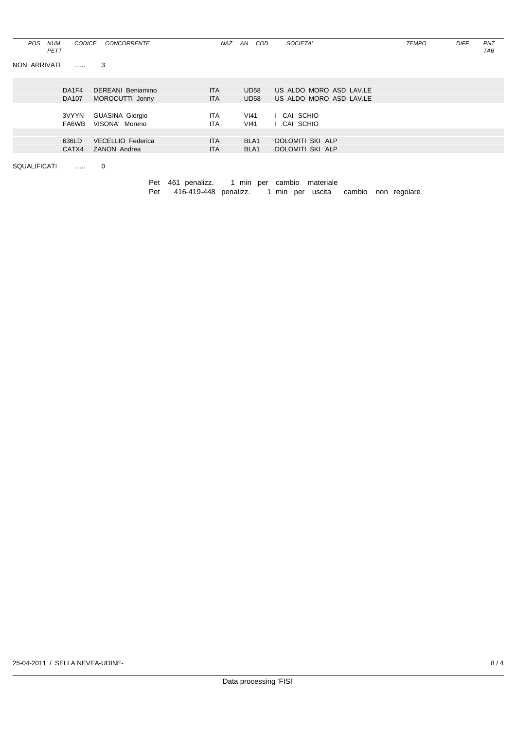| POS | NUM PETT | CODICE | CONCORRENTE | NAZ | AN | COD | SOCIETA' | TEMPO | DIFF. | PNT TAB |
|---|---|---|---|---|---|---|---|---|---|---|

NON ARRIVATI ...... 3

| | | | | | | | | | | |
|---|---|---|---|---|---|---|---|---|---|---|
| | | DA1F4 | DEREANI Beniamino | ITA | | UD58 | US ALDO MORO ASD LAV.LE | | | |
| | | DA107 | MOROCUTTI Jonny | ITA | | UD58 | US ALDO MORO ASD LAV.LE | | | |
| | | 3VYYN | GUASINA Giorgio | ITA | | VI41 | I CAI SCHIO | | | |
| | | FA6WB | VISONA' Moreno | ITA | | VI41 | I CAI SCHIO | | | |
| | | 636LD | VECELLIO Federica | ITA | | BLA1 | DOLOMITI SKI ALP | | | |
| | | CATX4 | ZANON Andrea | ITA | | BLA1 | DOLOMITI SKI ALP | | | |

SQUALIFICATI ...... 0

Pet 461 penalizz. 1 min per cambio materiale

Pet 416-419-448 penalizz. 1 min per uscita cambio non regolare

25-04-2011 / SELLA NEVEA-UDINE-

Data processing 'FISI'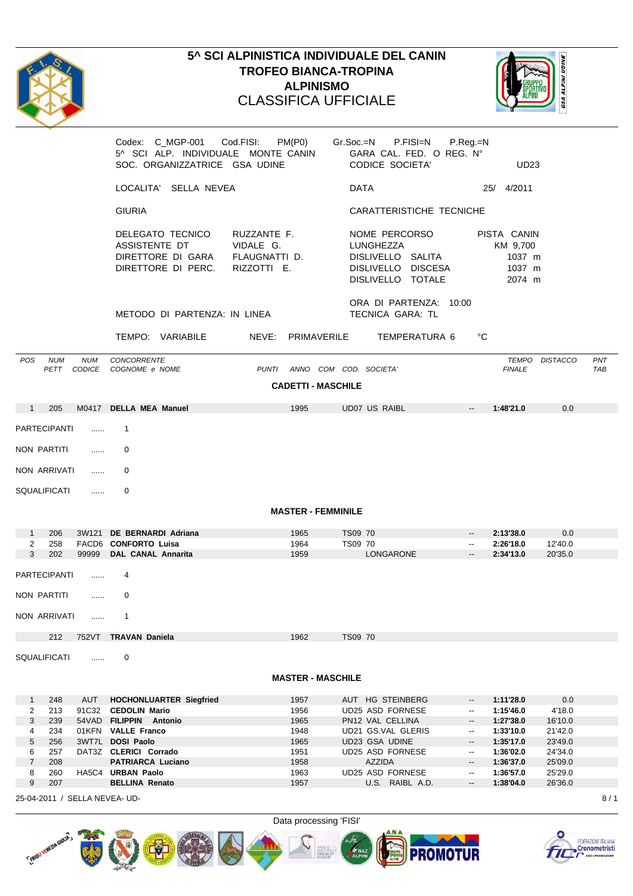# 5^ SCI ALPINISTICA INDIVIDUALE DEL CANIN
## TROFEO BIANCA-TROPINA
## ALPINISMO
## CLASSIFICA UFFICIALE

Codex: C_MGP-001 Cod.FISI: PM(P0) Gr.Soc.=N P.FISI=N P.Reg.=N
5^ SCI ALP. INDIVIDUALE MONTE CANIN GARA CAL. FED. O REG. N°
SOC. ORGANIZZATRICE GSA UDINE CODICE SOCIETA' UD23

LOCALITA' SELLA NEVEA DATA 25/ 4/2011

GIURIA CARATTERISTICHE TECNICHE

| | | | |
|---|---|---|---|
| DELEGATO TECNICO | RUZZANTE F. | NOME PERCORSO | PISTA CANIN |
| ASSISTENTE DT | VIDALE G. | LUNGHEZZA | KM 9,700 |
| DIRETTORE DI GARA | FLAUGNATTI D. | DISLIVELLO SALITA | 1037 m |
| DIRETTORE DI PERC. | RIZZOTTI E. | DISLIVELLO DISCESA | 1037 m |
| | | DISLIVELLO TOTALE | 2074 m |

ORA DI PARTENZA: 10:00
METODO DI PARTENZA: IN LINEA TECNICA GARA: TL

TEMPO: VARIABILE NEVE: PRIMAVERILE TEMPERATURA 6 °C

### CADETTI - MASCHILE

| POS | NUM PETT | NUM CODICE | CONCORRENTE COGNOME e NOME | PUNTI | ANNO | COM | COD. SOCIETA' | | TEMPO FINALE | DISTACCO | PNT TAB |
|---|---|---|---|---|---|---|---|---|---|---|---|
| 1 | 205 | M0417 | **DELLA MEA Manuel** | | 1995 | | UD07 US RAIBL | -- | **1:48'21.0** | 0.0 | |

PARTECIPANTI ...... 1

NON PARTITI ...... 0

NON ARRIVATI ...... 0

SQUALIFICATI ...... 0

### MASTER - FEMMINILE

| POS | NUM PETT | NUM CODICE | CONCORRENTE COGNOME e NOME | PUNTI | ANNO | COM | COD. SOCIETA' | | TEMPO FINALE | DISTACCO | PNT TAB |
|---|---|---|---|---|---|---|---|---|---|---|---|
| 1 | 206 | 3W121 | **DE BERNARDI Adriana** | | 1965 | | TS09 70 | -- | **2:13'38.0** | 0.0 | |
| 2 | 258 | FACD6 | **CONFORTO Luisa** | | 1964 | | TS09 70 | -- | **2:26'18.0** | 12'40.0 | |
| 3 | 202 | 99999 | **DAL CANAL Annarita** | | 1959 | | LONGARONE | -- | **2:34'13.0** | 20'35.0 | |

PARTECIPANTI ...... 4

NON PARTITI ...... 0

NON ARRIVATI ...... 1

| NUM PETT | NUM CODICE | CONCORRENTE COGNOME e NOME | ANNO | COD. SOCIETA' |
|---|---|---|---|---|
| 212 | 752VT | **TRAVAN Daniela** | 1962 | TS09 70 |

SQUALIFICATI ...... 0

### MASTER - MASCHILE

| POS | NUM PETT | NUM CODICE | CONCORRENTE COGNOME e NOME | PUNTI | ANNO | COM | COD. SOCIETA' | | TEMPO FINALE | DISTACCO | PNT TAB |
|---|---|---|---|---|---|---|---|---|---|---|---|
| 1 | 248 | AUT | **HOCHONLUARTER Siegfried** | | 1957 | | AUT HG STEINBERG | -- | **1:11'28.0** | 0.0 | |
| 2 | 213 | 91C32 | **CEDOLIN Mario** | | 1956 | | UD25 ASD FORNESE | -- | **1:15'46.0** | 4'18.0 | |
| 3 | 239 | 54VAD | **FILIPPIN Antonio** | | 1965 | | PN12 VAL CELLINA | -- | **1:27'38.0** | 16'10.0 | |
| 4 | 234 | 01KFN | **VALLE Franco** | | 1948 | | UD21 GS.VAL GLERIS | -- | **1:33'10.0** | 21'42.0 | |
| 5 | 256 | 3WT7L | **DOSI Paolo** | | 1965 | | UD23 GSA UDINE | -- | **1:35'17.0** | 23'49.0 | |
| 6 | 257 | DAT3Z | **CLERICI Corrado** | | 1951 | | UD25 ASD FORNESE | -- | **1:36'02.0** | 24'34.0 | |
| 7 | 208 | | **PATRIARCA Luciano** | | 1958 | | AZZIDA | -- | **1:36'37.0** | 25'09.0 | |
| 8 | 260 | HA5C4 | **URBAN Paolo** | | 1963 | | UD25 ASD FORNESE | -- | **1:36'57.0** | 25'29.0 | |
| 9 | 207 | | **BELLINA Renato** | | 1957 | | U.S. RAIBL A.D. | -- | **1:38'04.0** | 26'36.0 | |

25-04-2011 / SELLA NEVEA- UD-

Data processing 'FISI'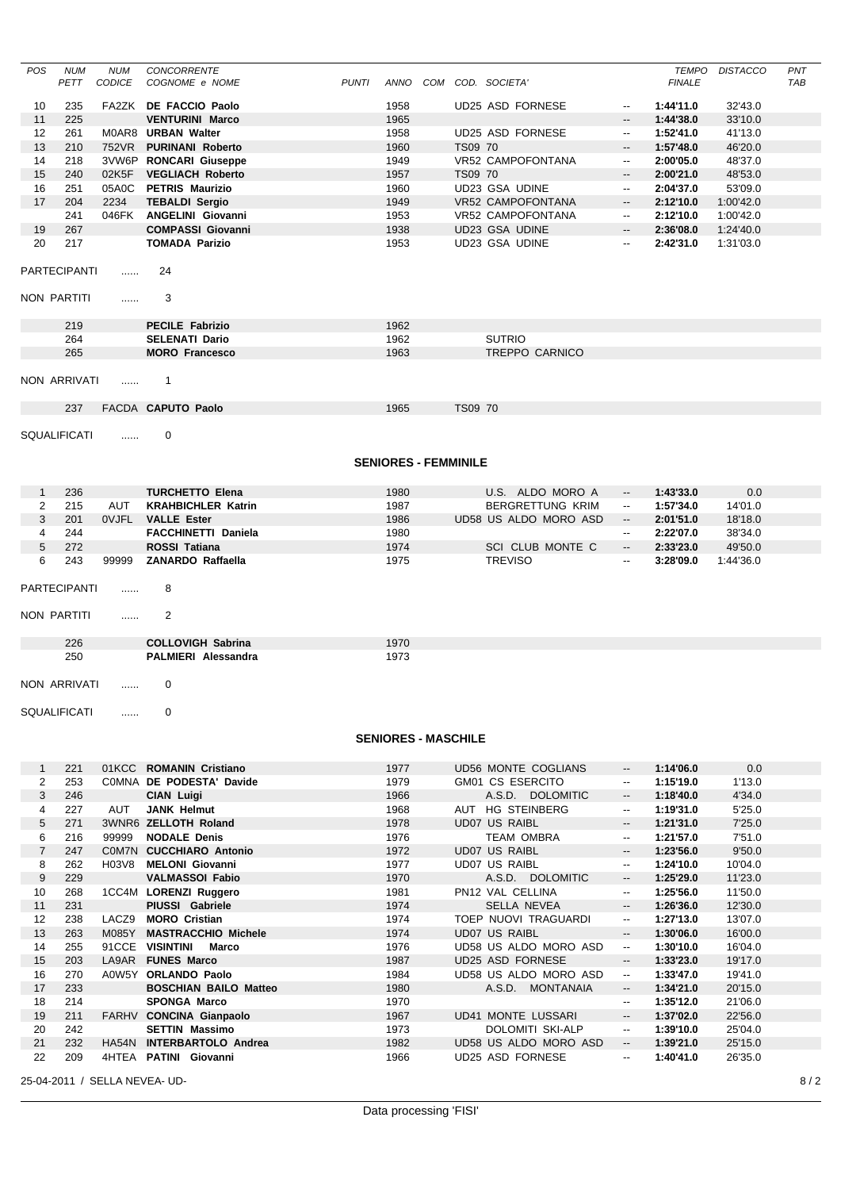| POS | NUM PETT | NUM CODICE | CONCORRENTE COGNOME e NOME | PUNTI | ANNO | COM | COD. SOCIETA' | | TEMPO FINALE | DISTACCO | PNT TAB |
|---|---|---|---|---|---|---|---|---|---|---|---|
| 10 | 235 | FA2ZK | **DE FACCIO Paolo** | | 1958 | | UD25 ASD FORNESE | -- | **1:44'11.0** | 32'43.0 | |
| 11 | 225 | | **VENTURINI Marco** | | 1965 | | | -- | **1:44'38.0** | 33'10.0 | |
| 12 | 261 | M0AR8 | **URBAN Walter** | | 1958 | | UD25 ASD FORNESE | -- | **1:52'41.0** | 41'13.0 | |
| 13 | 210 | 752VR | **PURINANI Roberto** | | 1960 | | TS09 70 | -- | **1:57'48.0** | 46'20.0 | |
| 14 | 218 | 3VW6P | **RONCARI Giuseppe** | | 1949 | | VR52 CAMPOFONTANA | -- | **2:00'05.0** | 48'37.0 | |
| 15 | 240 | 02K5F | **VEGLIACH Roberto** | | 1957 | | TS09 70 | -- | **2:00'21.0** | 48'53.0 | |
| 16 | 251 | 05A0C | **PETRIS Maurizio** | | 1960 | | UD23 GSA UDINE | -- | **2:04'37.0** | 53'09.0 | |
| 17 | 204 | 2234 | **TEBALDI Sergio** | | 1949 | | VR52 CAMPOFONTANA | -- | **2:12'10.0** | 1:00'42.0 | |
| | 241 | 046FK | **ANGELINI Giovanni** | | 1953 | | VR52 CAMPOFONTANA | -- | **2:12'10.0** | 1:00'42.0 | |
| 19 | 267 | | **COMPASSI Giovanni** | | 1938 | | UD23 GSA UDINE | -- | **2:36'08.0** | 1:24'40.0 | |
| 20 | 217 | | **TOMADA Parizio** | | 1953 | | UD23 GSA UDINE | -- | **2:42'31.0** | 1:31'03.0 | |

PARTECIPANTI ...... 24

NON PARTITI ...... 3

| NUM PETT | CONCORRENTE | ANNO | SOCIETA' |
|---|---|---|---|
| 219 | **PECILE Fabrizio** | 1962 | |
| 264 | **SELENATI Dario** | 1962 | SUTRIO |
| 265 | **MORO Francesco** | 1963 | TREPPO CARNICO |

NON ARRIVATI ...... 1

| NUM PETT | NUM CODICE | CONCORRENTE | ANNO | SOCIETA' |
|---|---|---|---|---|
| 237 | FACDA | **CAPUTO Paolo** | 1965 | TS09 70 |

SQUALIFICATI ...... 0

## SENIORES - FEMMINILE

| POS | NUM PETT | NUM CODICE | CONCORRENTE COGNOME e NOME | PUNTI | ANNO | COM | COD. SOCIETA' | | TEMPO FINALE | DISTACCO | PNT TAB |
|---|---|---|---|---|---|---|---|---|---|---|---|
| 1 | 236 | | **TURCHETTO Elena** | | 1980 | | U.S. ALDO MORO A | -- | **1:43'33.0** | 0.0 | |
| 2 | 215 | AUT | **KRAHBICHLER Katrin** | | 1987 | | BERGRETTUNG KRIM | -- | **1:57'34.0** | 14'01.0 | |
| 3 | 201 | 0VJFL | **VALLE Ester** | | 1986 | | UD58 US ALDO MORO ASD | -- | **2:01'51.0** | 18'18.0 | |
| 4 | 244 | | **FACCHINETTI Daniela** | | 1980 | | | -- | **2:22'07.0** | 38'34.0 | |
| 5 | 272 | | **ROSSI Tatiana** | | 1974 | | SCI CLUB MONTE C | -- | **2:33'23.0** | 49'50.0 | |
| 6 | 243 | 99999 | **ZANARDO Raffaella** | | 1975 | | TREVISO | -- | **3:28'09.0** | 1:44'36.0 | |

PARTECIPANTI ...... 8

NON PARTITI ...... 2

| NUM PETT | CONCORRENTE | ANNO |
|---|---|---|
| 226 | **COLLOVIGH Sabrina** | 1970 |
| 250 | **PALMIERI Alessandra** | 1973 |

NON ARRIVATI ...... 0

SQUALIFICATI ...... 0

## SENIORES - MASCHILE

| POS | NUM PETT | NUM CODICE | CONCORRENTE COGNOME e NOME | PUNTI | ANNO | COM | COD. SOCIETA' | | TEMPO FINALE | DISTACCO | PNT TAB |
|---|---|---|---|---|---|---|---|---|---|---|---|
| 1 | 221 | 01KCC | **ROMANIN Cristiano** | | 1977 | | UD56 MONTE COGLIANS | -- | **1:14'06.0** | 0.0 | |
| 2 | 253 | C0MNA | **DE PODESTA' Davide** | | 1979 | | GM01 CS ESERCITO | -- | **1:15'19.0** | 1'13.0 | |
| 3 | 246 | | **CIAN Luigi** | | 1966 | | A.S.D. DOLOMITIC | -- | **1:18'40.0** | 4'34.0 | |
| 4 | 227 | AUT | **JANK Helmut** | | 1968 | | AUT HG STEINBERG | -- | **1:19'31.0** | 5'25.0 | |
| 5 | 271 | 3WNR6 | **ZELLOTH Roland** | | 1978 | | UD07 US RAIBL | -- | **1:21'31.0** | 7'25.0 | |
| 6 | 216 | 99999 | **NODALE Denis** | | 1976 | | TEAM OMBRA | -- | **1:21'57.0** | 7'51.0 | |
| 7 | 247 | C0M7N | **CUCCHIARO Antonio** | | 1972 | | UD07 US RAIBL | -- | **1:23'56.0** | 9'50.0 | |
| 8 | 262 | H03V8 | **MELONI Giovanni** | | 1977 | | UD07 US RAIBL | -- | **1:24'10.0** | 10'04.0 | |
| 9 | 229 | | **VALMASSOI Fabio** | | 1970 | | A.S.D. DOLOMITIC | -- | **1:25'29.0** | 11'23.0 | |
| 10 | 268 | 1CC4M | **LORENZI Ruggero** | | 1981 | | PN12 VAL CELLINA | -- | **1:25'56.0** | 11'50.0 | |
| 11 | 231 | | **PIUSSI Gabriele** | | 1974 | | SELLA NEVEA | -- | **1:26'36.0** | 12'30.0 | |
| 12 | 238 | LACZ9 | **MORO Cristian** | | 1974 | | TOEP NUOVI TRAGUARDI | -- | **1:27'13.0** | 13'07.0 | |
| 13 | 263 | M085Y | **MASTRACCHIO Michele** | | 1974 | | UD07 US RAIBL | -- | **1:30'06.0** | 16'00.0 | |
| 14 | 255 | 91CCE | **VISINTINI Marco** | | 1976 | | UD58 US ALDO MORO ASD | -- | **1:30'10.0** | 16'04.0 | |
| 15 | 203 | LA9AR | **FUNES Marco** | | 1987 | | UD25 ASD FORNESE | -- | **1:33'23.0** | 19'17.0 | |
| 16 | 270 | A0W5Y | **ORLANDO Paolo** | | 1984 | | UD58 US ALDO MORO ASD | -- | **1:33'47.0** | 19'41.0 | |
| 17 | 233 | | **BOSCHIAN BAILO Matteo** | | 1980 | | A.S.D. MONTANAIA | -- | **1:34'21.0** | 20'15.0 | |
| 18 | 214 | | **SPONGA Marco** | | 1970 | | | -- | **1:35'12.0** | 21'06.0 | |
| 19 | 211 | FARHV | **CONCINA Gianpaolo** | | 1967 | | UD41 MONTE LUSSARI | -- | **1:37'02.0** | 22'56.0 | |
| 20 | 242 | | **SETTIN Massimo** | | 1973 | | DOLOMITI SKI-ALP | -- | **1:39'10.0** | 25'04.0 | |
| 21 | 232 | HA54N | **INTERBARTOLO Andrea** | | 1982 | | UD58 US ALDO MORO ASD | -- | **1:39'21.0** | 25'15.0 | |
| 22 | 209 | 4HTEA | **PATINI Giovanni** | | 1966 | | UD25 ASD FORNESE | -- | **1:40'41.0** | 26'35.0 | |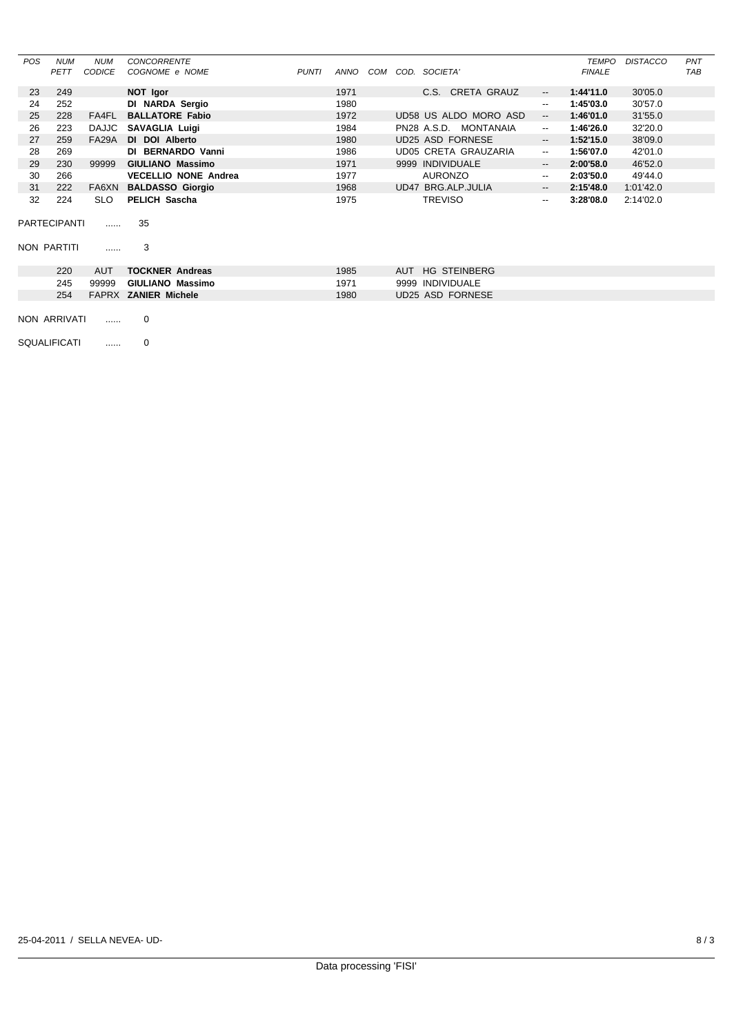| POS | NUM PETT | NUM CODICE | CONCORRENTE COGNOME e NOME | PUNTI | ANNO | COM | COD. SOCIETA' | | TEMPO FINALE | DISTACCO | PNT TAB |
|---|---|---|---|---|---|---|---|---|---|---|---|
| 23 | 249 | | **NOT Igor** | | 1971 | | C.S. CRETA GRAUZ | -- | **1:44'11.0** | 30'05.0 | |
| 24 | 252 | | **DI NARDA Sergio** | | 1980 | | | -- | **1:45'03.0** | 30'57.0 | |
| 25 | 228 | FA4FL | **BALLATORE Fabio** | | 1972 | | UD58 US ALDO MORO ASD | -- | **1:46'01.0** | 31'55.0 | |
| 26 | 223 | DAJJC | **SAVAGLIA Luigi** | | 1984 | | PN28 A.S.D. MONTANAIA | -- | **1:46'26.0** | 32'20.0 | |
| 27 | 259 | FA29A | **DI DOI Alberto** | | 1980 | | UD25 ASD FORNESE | -- | **1:52'15.0** | 38'09.0 | |
| 28 | 269 | | **DI BERNARDO Vanni** | | 1986 | | UD05 CRETA GRAUZARIA | -- | **1:56'07.0** | 42'01.0 | |
| 29 | 230 | 99999 | **GIULIANO Massimo** | | 1971 | | 9999 INDIVIDUALE | -- | **2:00'58.0** | 46'52.0 | |
| 30 | 266 | | **VECELLIO NONE Andrea** | | 1977 | | AURONZO | -- | **2:03'50.0** | 49'44.0 | |
| 31 | 222 | FA6XN | **BALDASSO Giorgio** | | 1968 | | UD47 BRG.ALP.JULIA | -- | **2:15'48.0** | 1:01'42.0 | |
| 32 | 224 | SLO | **PELICH Sascha** | | 1975 | | TREVISO | -- | **3:28'08.0** | 2:14'02.0 | |

PARTECIPANTI ...... 35

NON PARTITI ...... 3

| | | | | |
|---|---|---|---|---|
| 220 | AUT | **TOCKNER Andreas** | 1985 | AUT HG STEINBERG |
| 245 | 99999 | **GIULIANO Massimo** | 1971 | 9999 INDIVIDUALE |
| 254 | FAPRX | **ZANIER Michele** | 1980 | UD25 ASD FORNESE |

NON ARRIVATI ...... 0

SQUALIFICATI ...... 0

25-04-2011 / SELLA NEVEA- UD-

Data processing 'FISI'